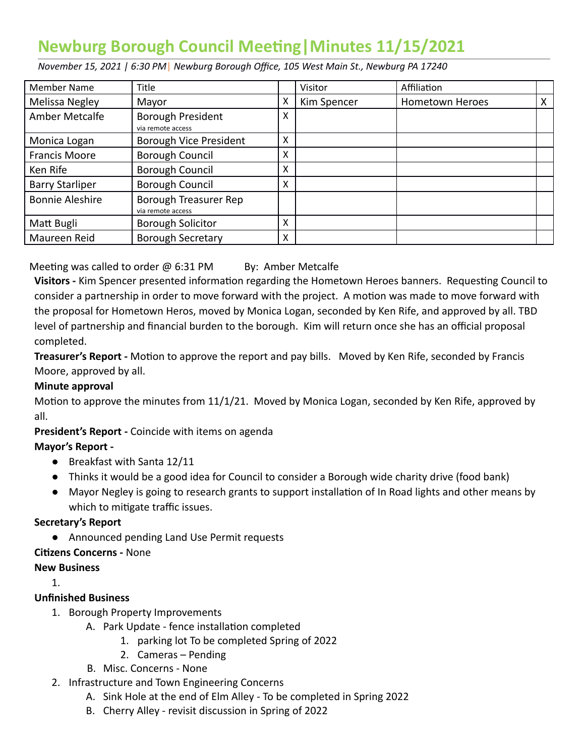# Newburg Borough Council Meeting|Minutes 11/15/2021

*November 15, 2021 | 6:30 PM| Newburg Borough Office, 105 West Main St., Newburg PA 17240*

| Member Name | Title | | Visitor | Affiliation | |
|---|---|---|---|---|---|
| Melissa Negley | Mayor | X | Kim Spencer | Hometown Heroes | X |
| Amber Metcalfe | Borough President via remote access | X | | | |
| Monica Logan | Borough Vice President | X | | | |
| Francis Moore | Borough Council | X | | | |
| Ken Rife | Borough Council | X | | | |
| Barry Starliper | Borough Council | X | | | |
| Bonnie Aleshire | Borough Treasurer Rep via remote access | | | | |
| Matt Bugli | Borough Solicitor | X | | | |
| Maureen Reid | Borough Secretary | X | | | |

Meeting was called to order @ 6:31 PM By: Amber Metcalfe

**Visitors -** Kim Spencer presented information regarding the Hometown Heroes banners. Requesting Council to consider a partnership in order to move forward with the project. A motion was made to move forward with the proposal for Hometown Heros, moved by Monica Logan, seconded by Ken Rife, and approved by all. TBD level of partnership and financial burden to the borough. Kim will return once she has an official proposal completed.

**Treasurer's Report -** Motion to approve the report and pay bills. Moved by Ken Rife, seconded by Francis Moore, approved by all.

**Minute approval**

Motion to approve the minutes from 11/1/21. Moved by Monica Logan, seconded by Ken Rife, approved by all.

**President's Report -** Coincide with items on agenda

**Mayor's Report -**

- Breakfast with Santa 12/11
- Thinks it would be a good idea for Council to consider a Borough wide charity drive (food bank)
- Mayor Negley is going to research grants to support installation of In Road lights and other means by which to mitigate traffic issues.

**Secretary's Report**

- Announced pending Land Use Permit requests

**Citizens Concerns -** None

**New Business**

1.

**Unfinished Business**

1. Borough Property Improvements
   A. Park Update - fence installation completed
      1. parking lot To be completed Spring of 2022
      2. Cameras – Pending
   B. Misc. Concerns - None
2. Infrastructure and Town Engineering Concerns
   A. Sink Hole at the end of Elm Alley - To be completed in Spring 2022
   B. Cherry Alley - revisit discussion in Spring of 2022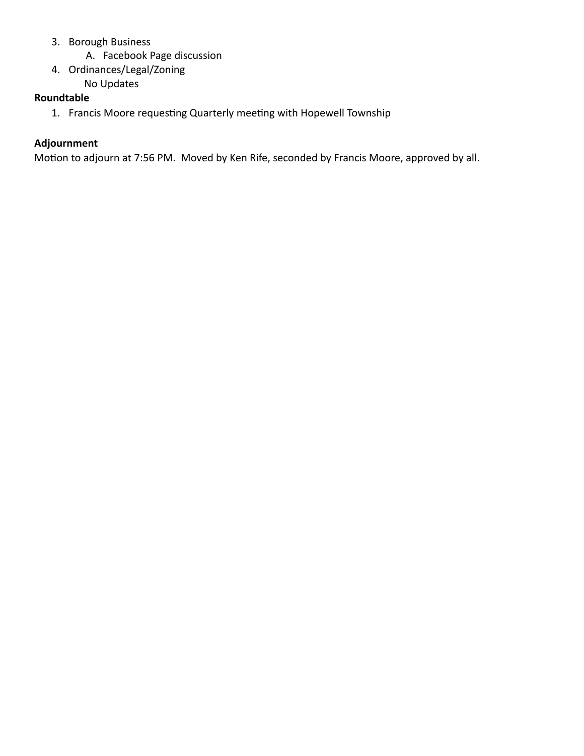3. Borough Business
   A. Facebook Page discussion
4. Ordinances/Legal/Zoning
   No Updates

**Roundtable**

1. Francis Moore requesting Quarterly meeting with Hopewell Township

**Adjournment**

Motion to adjourn at 7:56 PM. Moved by Ken Rife, seconded by Francis Moore, approved by all.